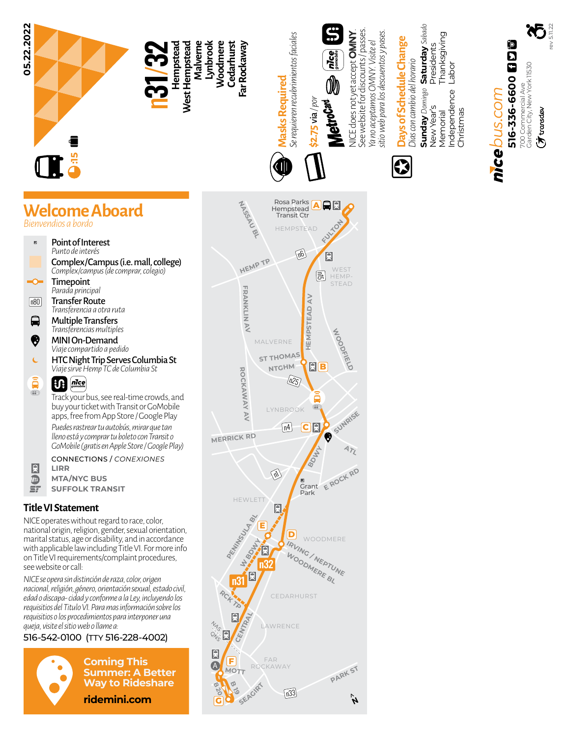05.22.2022

:15

# n31/32

Hempstead
West Hempstead
Malverne
Lynbrook
Woodmere
Cedarhurst
Far Rockaway

**Masks Required**
*Se requieren recubrimientos faciales*

**$2.75 via / *por*** MetroCard

NICE does not yet accept **OMNY**. See website for discounts / passes.
*Ya no aceptamos OMNY. Visite el sitio web para los descuentos y pases.*

**Days of Schedule Change**
*Días con cambio del horario*

**Sunday** *Domingo* — New Year's, Memorial, Independence, Christmas

**Saturday** *Sabado* — Presidents, Thanksgiving, Labor

nicebus.com
**516-336-6600**
700 Commercial Ave
Garden City, New York 11530

transdev

rev 5.11.22

## Welcome Aboard

*Bienvendios a bordo*

- **Point of Interest** — *Punto de interés*
- **Complex/Campus (i.e. mall, college)** — *Complex/campus (de comprar, colegio)*
- **Timepoint** — *Parada principal*
- **Transfer Route** — *Transferencia a otra ruta*
- **Multiple Transfers** — *Transferencias multiples*
- **MINI On-Demand** — *Viaje compartido a pedido*
- **HTC Night Trip Serves Columbia St** — *Viaje sirve Hemp TC de Columbia St*

Track your bus, see real-time crowds, and buy your ticket with Transit or GoMobile apps, free from App Store / Google Play

*Puedes rastrear tu autobús, mirar que tan lleno está y comprar tu boleto con Transit o GoMobile (gratis en Apple Store / Google Play)*

CONNECTIONS / *CONEXIONES*

- LIRR
- MTA/NYC BUS
- SUFFOLK TRANSIT

### Title VI Statement

NICE operates without regard to race, color, national origin, religion, gender, sexual orientation, marital status, age or disability, and in accordance with applicable law including Title VI. For more info on Title VI requirements/complaint procedures, see website or call:

*NICE se opera sin distinción de raza, color, origen nacional, religión, género, orientación sexual, estado civil, edad o discapa- cidad y conforme a la Ley, incluyendo los requisitos del Titulo VI. Para mas información sobre los requisitos o los procedimientos para interponer una queja, visite el sitio web o llame a:*

516-542-0100 (TTY 516-228-4002)

**Coming This Summer: A Better Way to Rideshare**

**ridemini.com**

Rosa Parks Hempstead Transit Ctr (A)
HEMPSTEAD
WEST HEMPSTEAD
MALVERNE
ST THOMAS NTGHM (B)
LYNBROOK
(C)
Grant Park
HEWLETT
(D) WOODMERE
(E)
CEDARHURST
LAWRENCE
(F) FAR ROCKAWAY
(G)

NASSAU BL · FULTON · HEMP TP · FRANKLIN AV · HEMPSTEAD AV · WOODFIELD · ROCKAWAY AV · MERRICK RD · SUNRISE · ATL · BDWY · E ROCK RD · PENINSULA BL · W BDWY · IRVING / NEPTUNE · WOODMERE BL · RCK TP · NAS QNS · CENTRAL · MOTT · B 20 · B 19 · SEAGIRT · PARK ST

n6 · 15 · n25 · n4 · n1 · n31 · n32 · n33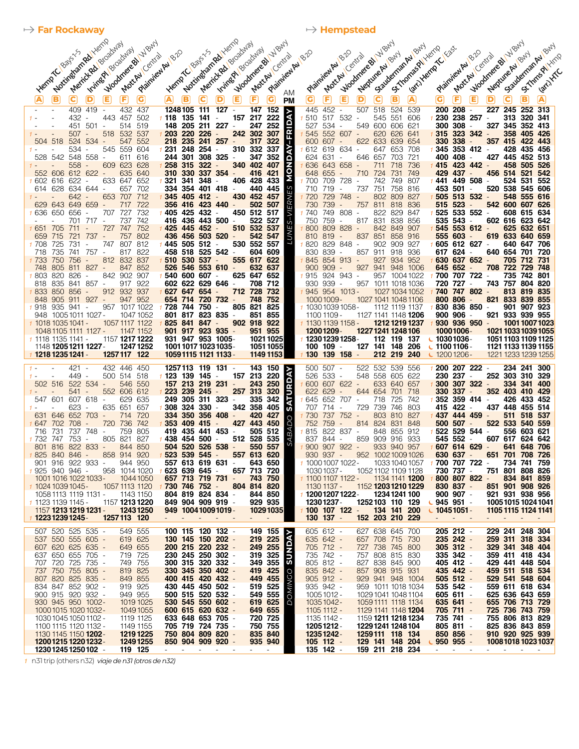## → Far Rockaway

### Monday–Friday / Lunes–Viernes

| | Hemp TC Bays 1-5 (A) | Nottingham Rd/Hemp (B) | Merrick Rd/Broadway (C) | Irving Pl/Broadway (D) | Woodmere Bl/W Bwy (E) | Mott Av/Central (F) | Plainview Av/B20 (G) |
|---|---|---|---|---|---|---|---|
| | - | - | 409 | 419 | - | 432 | 437 |
| 1 | - | - | 432 | - | 443 | 457 | 502 |
| | - | - | 451 | 501 | - | 514 | 519 |
| 1 | - | - | 507 | - | 518 | 532 | 537 |
| | 504 | 518 | 524 | 534 | - | 547 | 552 |
| 1 | - | - | 534 | - | 545 | 559 | 604 |
| | 528 | 542 | 548 | 558 | - | 611 | 616 |
| 1 | - | - | 558 | - | 609 | 623 | 628 |
| | 552 | 606 | 612 | 622 | - | 635 | 640 |
| 1 | 602 | 616 | 622 | - | 633 | 647 | 652 |
| | 614 | 628 | 634 | 644 | - | 657 | 702 |
| 1 | - | - | 642 | - | 653 | 707 | 712 |
| | 629 | 643 | 649 | 659 | - | 717 | 722 |
| 1 | 636 | 650 | 656 | - | 707 | 727 | 732 |
| | - | - | 701 | 717 | - | 737 | 742 |
| 1 | 651 | 705 | 711 | - | 727 | 747 | 752 |
| | 659 | 715 | 721 | 737 | - | 757 | 802 |
| 1 | 708 | 725 | 731 | - | 747 | 807 | 812 |
| | 718 | 735 | 741 | 757 | - | 817 | 822 |
| 1 | 733 | 750 | 756 | - | 812 | 832 | 837 |
| | 748 | 805 | 811 | 827 | - | 847 | 852 |
| 1 | 803 | 820 | 826 | - | 842 | 902 | 907 |
| | 818 | 835 | 841 | 857 | - | 917 | 922 |
| 1 | 833 | 850 | 856 | - | 912 | 932 | 937 |
| | 848 | 905 | 911 | 927 | - | 947 | 952 |
| 1 | 918 | 935 | 941 | - | 957 | 1017 | 1022 |
| | 948 | 1005 | 1011 | 1027 | - | 1047 | 1052 |
| 1 | 1018 | 1035 | 1041 | - | 1057 | 1117 | 1122 |
| | 1048 | 1105 | 1111 | 1127 | - | 1147 | 1152 |
| 1 | 1118 | 1135 | 1141 | - | 1157 | 1217 | 1222 |
| | 1148 | 1205 | 1211 | 1227 | - | 1247 | 1252 |
| 1 | 1218 | 1235 | 1241 | - | 1257 | 117 | 122 |
| | 1248 | 105 | 111 | 127 | - | 147 | 152 |
| 1 | 118 | 135 | 141 | - | 157 | 217 | 222 |
| | 148 | 205 | 211 | 227 | - | 247 | 252 |
| 1 | 203 | 220 | 226 | - | 242 | 302 | 307 |
| | 218 | 235 | 241 | 257 | - | 317 | 322 |
| 1 | 231 | 248 | 254 | - | 310 | 332 | 337 |
| | 244 | 301 | 308 | 325 | - | 347 | 352 |
| 1 | 258 | 315 | 322 | - | 340 | 402 | 407 |
| | 310 | 330 | 337 | 354 | - | 416 | 421 |
| 1 | 321 | 341 | 348 | - | 406 | 428 | 433 |
| | 334 | 354 | 401 | 418 | - | 440 | 445 |
| 1 | 345 | 405 | 412 | - | 430 | 452 | 457 |
| | 356 | 416 | 423 | 440 | - | 502 | 507 |
| 1 | 405 | 425 | 432 | - | 450 | 512 | 517 |
| | 416 | 436 | 443 | 500 | - | 522 | 527 |
| 1 | 425 | 445 | 452 | - | 510 | 532 | 537 |
| | 436 | 456 | 503 | 520 | - | 542 | 547 |
| 1 | 445 | 505 | 512 | - | 530 | 552 | 557 |
| | 458 | 518 | 525 | 542 | - | 604 | 609 |
| 1 | 510 | 530 | 537 | - | 555 | 617 | 622 |
| | 526 | 546 | 553 | 610 | - | 632 | 637 |
| 1 | 540 | 600 | 607 | - | 625 | 647 | 652 |
| | 602 | 622 | 629 | 646 | - | 708 | 712 |
| 1 | 627 | 647 | 654 | - | 712 | 728 | 732 |
| | 654 | 714 | 720 | 732 | - | 748 | 752 |
| 1 | 728 | 744 | 750 | - | 805 | 821 | 825 |
| | 801 | 817 | 823 | 835 | - | 851 | 855 |
| 1 | 825 | 841 | 847 | - | 902 | 918 | 922 |
| | 901 | 917 | 923 | 935 | - | 951 | 955 |
| | 931 | 947 | 953 | 1005 | - | 1021 | 1025 |
| | 1001 | 1017 | 1023 | 1035 | - | 1051 | 1055 |
| | 1059 | 1115 | 1121 | 1133 | - | 1149 | 1153 |

### Saturday / Sábado

| | Hemp TC Bays 1-5 (A) | Nottingham Rd/Hemp (B) | Merrick Rd/Broadway (C) | Irving Pl/Broadway (D) | Woodmere Bl/W Bwy (E) | Mott Av/Central (F) | Plainview Av/B20 (G) |
|---|---|---|---|---|---|---|---|
| 1 | - | - | 421 | - | 432 | 446 | 450 |
| 1 | - | - | 449 | - | 500 | 514 | 518 |
| | 502 | 516 | 522 | 534 | - | 546 | 550 |
| 1 | - | - | 541 | - | 552 | 606 | 612 |
| | 547 | 601 | 607 | 618 | - | 629 | 635 |
| 1 | - | - | 623 | - | 635 | 651 | 657 |
| | 631 | 646 | 652 | 703 | - | 714 | 720 |
| 1 | 647 | 702 | 708 | - | 720 | 736 | 742 |
| | 716 | 731 | 737 | 748 | - | 759 | 805 |
| 1 | 732 | 747 | 753 | - | 805 | 821 | 827 |
| | 801 | 816 | 822 | 833 | - | 844 | 850 |
| 1 | 825 | 840 | 846 | - | 858 | 914 | 920 |
| | 901 | 916 | 922 | 933 | - | 944 | 950 |
| 1 | 925 | 940 | 946 | - | 958 | 1014 | 1020 |
| | 1001 | 1016 | 1022 | 1033 | - | 1044 | 1050 |
| 1 | 1024 | 1039 | 1045 | - | 1057 | 1113 | 1120 |
| | 1058 | 1113 | 1119 | 1131 | - | 1143 | 1150 |
| 1 | 1123 | 1139 | 1145 | - | 1157 | 1213 | 1220 |
| | 1157 | 1213 | 1219 | 1231 | - | 1243 | 1250 |
| 1 | 1223 | 1239 | 1245 | - | 1257 | 113 | 120 |
| | 1257 | 113 | 119 | 131 | - | 143 | 150 |
| 1 | 123 | 139 | 145 | - | 157 | 213 | 220 |
| | 157 | 213 | 219 | 231 | - | 243 | 250 |
| 1 | 223 | 239 | 245 | - | 257 | 313 | 320 |
| | 249 | 305 | 311 | 323 | - | 335 | 342 |
| 1 | 308 | 324 | 330 | - | 342 | 358 | 405 |
| | 334 | 350 | 356 | 408 | - | 420 | 427 |
| 1 | 353 | 409 | 415 | - | 427 | 443 | 450 |
| | 419 | 435 | 441 | 453 | - | 505 | 512 |
| 1 | 438 | 454 | 500 | - | 512 | 528 | 535 |
| | 504 | 520 | 526 | 538 | - | 550 | 557 |
| 1 | 523 | 539 | 545 | - | 557 | 613 | 620 |
| | 557 | 613 | 619 | 631 | - | 643 | 650 |
| 1 | 623 | 639 | 645 | - | 657 | 713 | 720 |
| | 657 | 713 | 719 | 731 | - | 743 | 750 |
| 1 | 730 | 746 | 752 | - | 804 | 814 | 820 |
| | 804 | 819 | 824 | 834 | - | 844 | 850 |
| | 849 | 904 | 909 | 919 | - | 929 | 935 |
| | 949 | 1004 | 1009 | 1019 | - | 1029 | 1035 |

### Sunday / Domingo

| | Hemp TC Bays 1-5 (A) | Nottingham Rd/Hemp (B) | Merrick Rd/Broadway (C) | Irving Pl/Broadway (D) | Woodmere Bl/W Bwy (E) | Mott Av/Central (F) | Plainview Av/B20 (G) |
|---|---|---|---|---|---|---|---|
| | 507 | 520 | 525 | 535 | - | 549 | 555 |
| | 537 | 550 | 555 | 605 | - | 619 | 625 |
| | 607 | 620 | 625 | 635 | - | 649 | 655 |
| | 637 | 650 | 655 | 705 | - | 719 | 725 |
| | 707 | 720 | 725 | 735 | - | 749 | 755 |
| | 737 | 750 | 755 | 805 | - | 819 | 825 |
| | 807 | 820 | 825 | 835 | - | 849 | 855 |
| | 834 | 847 | 852 | 902 | - | 919 | 925 |
| | 900 | 915 | 920 | 932 | - | 949 | 955 |
| | 930 | 945 | 950 | 1002 | - | 1019 | 1025 |
| | 1000 | 1015 | 1020 | 1032 | - | 1049 | 1055 |
| | 1030 | 1045 | 1050 | 1102 | - | 1119 | 1125 |
| | 1100 | 1115 | 1120 | 1132 | - | 1149 | 1155 |
| | 1130 | 1145 | 1150 | 1202 | - | 1219 | 1225 |
| | 1200 | 1215 | 1220 | 1232 | - | 1249 | 1255 |
| | 1230 | 1245 | 1250 | 102 | - | 119 | 125 |
| | 100 | 115 | 120 | 132 | - | 149 | 155 |
| | 130 | 145 | 150 | 202 | - | 219 | 225 |
| | 200 | 215 | 220 | 232 | - | 249 | 255 |
| | 230 | 245 | 250 | 302 | - | 319 | 325 |
| | 300 | 315 | 320 | 332 | - | 349 | 355 |
| | 330 | 345 | 350 | 402 | - | 419 | 425 |
| | 400 | 415 | 420 | 432 | - | 449 | 455 |
| | 430 | 445 | 450 | 502 | - | 519 | 525 |
| | 500 | 515 | 520 | 532 | - | 549 | 555 |
| | 530 | 545 | 550 | 602 | - | 619 | 625 |
| | 600 | 615 | 620 | 632 | - | 649 | 655 |
| | 633 | 648 | 653 | 705 | - | 720 | 725 |
| | 705 | 719 | 724 | 735 | - | 750 | 755 |
| | 750 | 804 | 809 | 820 | - | 835 | 840 |
| | 850 | 904 | 909 | 920 | - | 935 | 940 |

## → Hempstead

### Monday–Friday / Lunes–Viernes

| | Plainview Av/B20 (G) | Mott Av/Central (F) | Woodmere Bl/W Bwy (E) | Neptune Av/Bwy (D) | Stauderman Av/Bwy (C) | St Thomas Pl/Hemp (B) | (arr.) Hemp TC East (A) |
|---|---|---|---|---|---|---|---|
| | 445 | 452 | - | 507 | 518 | 524 | 539 |
| 1 | 510 | 517 | 532 | - | 545 | 551 | 606 |
| | 527 | 534 | - | 549 | 600 | 606 | 621 |
| 1 | 545 | 552 | 607 | - | 620 | 626 | 641 |
| | 600 | 607 | - | 622 | 633 | 639 | 654 |
| 1 | 612 | 619 | 634 | - | 647 | 653 | 708 |
| | 624 | 631 | - | 646 | 657 | 703 | 721 |
| 1 | 636 | 643 | 658 | - | 711 | 718 | 736 |
| | 648 | 655 | - | 710 | 724 | 731 | 749 |
| 1 | 700 | 709 | 728 | - | 742 | 749 | 807 |
| | 710 | 719 | - | 737 | 751 | 758 | 816 |
| 1 | 720 | 729 | 748 | - | 802 | 809 | 827 |
| | 730 | 739 | - | 757 | 811 | 818 | 836 |
| 1 | 740 | 749 | 808 | - | 822 | 829 | 847 |
| | 750 | 759 | - | 817 | 831 | 838 | 856 |
| 1 | 800 | 809 | 828 | - | 842 | 849 | 907 |
| | 810 | 819 | - | 837 | 851 | 858 | 916 |
| 1 | 820 | 829 | 848 | - | 902 | 909 | 927 |
| | 830 | 839 | - | 857 | 911 | 918 | 936 |
| 1 | 845 | 854 | 913 | - | 927 | 934 | 952 |
| | 900 | 909 | - | 927 | 941 | 948 | 1006 |
| 1 | 915 | 924 | 943 | - | 957 | 1004 | 1022 |
| | 930 | 939 | - | 957 | 1011 | 1018 | 1036 |
| 1 | 945 | 954 | 1013 | - | 1027 | 1034 | 1052 |
| | 1000 | 1009 | - | 1027 | 1041 | 1048 | 1106 |
| 1 | 1030 | 1039 | 1058 | - | 1112 | 1119 | 1137 |
| | 1100 | 1109 | - | 1127 | 1141 | 1148 | 1206 |
| 1 | 1130 | 1139 | 1158 | - | 1212 | 1219 | 1237 |
| | 1200 | 1209 | - | 1227 | 1241 | 1248 | 106 |
| 1 | 1230 | 1239 | 1258 | - | 112 | 119 | 137 |
| | 100 | 109 | - | 127 | 141 | 148 | 206 |
| 1 | 130 | 139 | 158 | - | 212 | 219 | 240 |
| | 200 | 208 | - | 227 | 245 | 252 | 313 |
| 1 | 230 | 238 | 257 | - | 313 | 320 | 341 |
| | 300 | 308 | - | 327 | 345 | 352 | 413 |
| 1 | 315 | 323 | 342 | - | 358 | 405 | 426 |
| | 330 | 338 | - | 357 | 415 | 422 | 443 |
| 1 | 345 | 353 | 412 | - | 428 | 435 | 456 |
| | 400 | 408 | - | 427 | 445 | 452 | 513 |
| 1 | 415 | 423 | 442 | - | 458 | 505 | 526 |
| | 429 | 437 | - | 456 | 514 | 521 | 542 |
| 1 | 441 | 449 | 508 | - | 524 | 531 | 552 |
| | 453 | 501 | - | 520 | 538 | 545 | 606 |
| 1 | 505 | 513 | 532 | - | 548 | 555 | 616 |
| | 515 | 523 | - | 542 | 600 | 607 | 626 |
| 1 | 525 | 533 | 552 | - | 608 | 615 | 634 |
| | 535 | 543 | - | 602 | 616 | 623 | 642 |
| 1 | 545 | 553 | 612 | - | 625 | 632 | 651 |
| | 555 | 603 | - | 619 | 633 | 640 | 659 |
| 1 | 605 | 612 | 627 | - | 640 | 647 | 706 |
| | 617 | 624 | - | 640 | 654 | 701 | 720 |
| 1 | 630 | 637 | 652 | - | 705 | 712 | 731 |
| | 645 | 652 | - | 708 | 722 | 729 | 748 |
| 1 | 700 | 707 | 722 | - | 735 | 742 | 801 |
| | 720 | 727 | - | 743 | 757 | 804 | 820 |
| 1 | 740 | 747 | 802 | - | 813 | 819 | 835 |
| | 800 | 806 | - | 821 | 833 | 839 | 855 |
| 1 | 830 | 836 | 850 | - | 901 | 907 | 923 |
| | 900 | 906 | - | 921 | 933 | 939 | 955 |
| 1 | 930 | 936 | 950 | - | 1001 | 1007 | 1023 |
| | 1000 | 1006 | - | 1021 | 1033 | 1039 | 1055 |
| ( | 1030 | 1036 | - | 1051 | 1103 | 1109 | 1125 |
| ( | 1100 | 1106 | - | 1121 | 1133 | 1139 | 1155 |
| ( | 1200 | 1206 | - | 1221 | 1233 | 1239 | 1255 |

### Saturday / Sábado

| | Plainview Av/B20 (G) | Mott Av/Central (F) | Woodmere Bl/W Bwy (E) | Neptune Av/Bwy (D) | Stauderman Av/Bwy (C) | St Thomas Pl/Hemp (B) | (arr.) Hemp TC East (A) |
|---|---|---|---|---|---|---|---|
| | 500 | 507 | - | 522 | 532 | 539 | 556 |
| | 526 | 533 | - | 548 | 558 | 605 | 622 |
| 1 | 600 | 607 | 622 | - | 633 | 640 | 657 |
| | 622 | 629 | - | 644 | 654 | 701 | 718 |
| 1 | 645 | 652 | 707 | - | 718 | 725 | 742 |
| | 707 | 714 | - | 729 | 739 | 746 | 803 |
| 1 | 730 | 737 | 752 | - | 803 | 810 | 827 |
| | 752 | 759 | - | 814 | 824 | 831 | 848 |
| 1 | 815 | 822 | 837 | - | 848 | 855 | 912 |
| | 837 | 844 | - | 859 | 909 | 916 | 933 |
| 1 | 900 | 907 | 922 | - | 933 | 940 | 957 |
| | 930 | 937 | - | 952 | 1002 | 1009 | 1026 |
| 1 | 1000 | 1007 | 1022 | - | 1033 | 1040 | 1057 |
| | 1030 | 1037 | - | 1052 | 1102 | 1109 | 1128 |
| 1 | 1100 | 1107 | 1122 | - | 1134 | 1141 | 1200 |
| | 1130 | 1137 | - | 1152 | 1203 | 1210 | 1229 |
| 1 | 1200 | 1207 | 1222 | - | 1234 | 1241 | 100 |
| | 1230 | 1237 | - | 1252 | 103 | 110 | 129 |
| 1 | 100 | 107 | 122 | - | 134 | 141 | 200 |
| | 130 | 137 | - | 152 | 203 | 210 | 229 |
| 1 | 200 | 207 | 222 | - | 234 | 241 | 300 |
| | 230 | 237 | - | 252 | 303 | 310 | 329 |
| 1 | 300 | 307 | 322 | - | 334 | 341 | 400 |
| | 330 | 337 | - | 352 | 403 | 410 | 429 |
| 1 | 352 | 359 | 414 | - | 426 | 433 | 452 |
| | 415 | 422 | - | 437 | 448 | 455 | 514 |
| 1 | 437 | 444 | 459 | - | 511 | 518 | 537 |
| | 500 | 507 | - | 522 | 533 | 540 | 559 |
| 1 | 522 | 529 | 544 | - | 556 | 603 | 621 |
| | 545 | 552 | - | 607 | 617 | 624 | 642 |
| 1 | 607 | 614 | 629 | - | 641 | 648 | 706 |
| | 630 | 637 | - | 651 | 701 | 708 | 726 |
| 1 | 700 | 707 | 722 | - | 734 | 741 | 759 |
| | 730 | 737 | - | 751 | 801 | 808 | 826 |
| 1 | 800 | 807 | 822 | - | 834 | 841 | 859 |
| | 830 | 837 | - | 851 | 901 | 908 | 926 |
| | 900 | 907 | - | 921 | 931 | 938 | 956 |
| ( | 945 | 951 | - | 1005 | 1015 | 1024 | 1041 |
| ( | 1045 | 1051 | - | 1105 | 1115 | 1124 | 1141 |

### Sunday / Domingo

| | Plainview Av/B20 (G) | Mott Av/Central (F) | Woodmere Bl/W Bwy (E) | Neptune Av/Bwy (D) | Stauderman Av/Bwy (C) | St Thomas Pl/Hemp (B) | (arr.) Hemp TC East (A) |
|---|---|---|---|---|---|---|---|
| | 605 | 612 | - | 627 | 638 | 645 | 700 |
| | 635 | 642 | - | 657 | 708 | 715 | 730 |
| | 705 | 712 | - | 727 | 738 | 745 | 800 |
| | 735 | 742 | - | 757 | 808 | 815 | 830 |
| | 805 | 812 | - | 827 | 838 | 845 | 900 |
| | 835 | 842 | - | 857 | 908 | 915 | 931 |
| | 905 | 912 | - | 929 | 941 | 948 | 1004 |
| | 935 | 942 | - | 959 | 1011 | 1018 | 1034 |
| | 1005 | 1012 | - | 1029 | 1041 | 1048 | 1104 |
| | 1035 | 1042 | - | 1059 | 1111 | 1118 | 1134 |
| | 1105 | 1112 | - | 1129 | 1141 | 1148 | 1204 |
| | 1135 | 1142 | - | 1159 | 1211 | 1218 | 1234 |
| | 1205 | 1212 | - | 1229 | 1241 | 1248 | 104 |
| | 1235 | 1242 | - | 1259 | 111 | 118 | 134 |
| | 105 | 112 | - | 129 | 141 | 148 | 204 |
| | 135 | 142 | - | 159 | 211 | 218 | 234 |
| | 205 | 212 | - | 229 | 241 | 248 | 304 |
| | 235 | 242 | - | 259 | 311 | 318 | 334 |
| | 305 | 312 | - | 329 | 341 | 348 | 404 |
| | 335 | 342 | - | 359 | 411 | 418 | 434 |
| | 405 | 412 | - | 429 | 441 | 448 | 504 |
| | 435 | 442 | - | 459 | 511 | 518 | 534 |
| | 505 | 512 | - | 529 | 541 | 548 | 604 |
| | 535 | 542 | - | 559 | 611 | 618 | 634 |
| | 605 | 611 | - | 625 | 636 | 643 | 659 |
| | 635 | 641 | - | 655 | 706 | 713 | 729 |
| | 705 | 711 | - | 725 | 736 | 743 | 759 |
| | 735 | 741 | - | 755 | 806 | 813 | 829 |
| | 805 | 811 | - | 825 | 836 | 843 | 859 |
| | 850 | 856 | - | 910 | 920 | 925 | 939 |
| ( | 950 | 955 | - | 1008 | 1018 | 1023 | 1037 |

1 n31 trip (others n32) *viaje de n31 (otros de n32)*